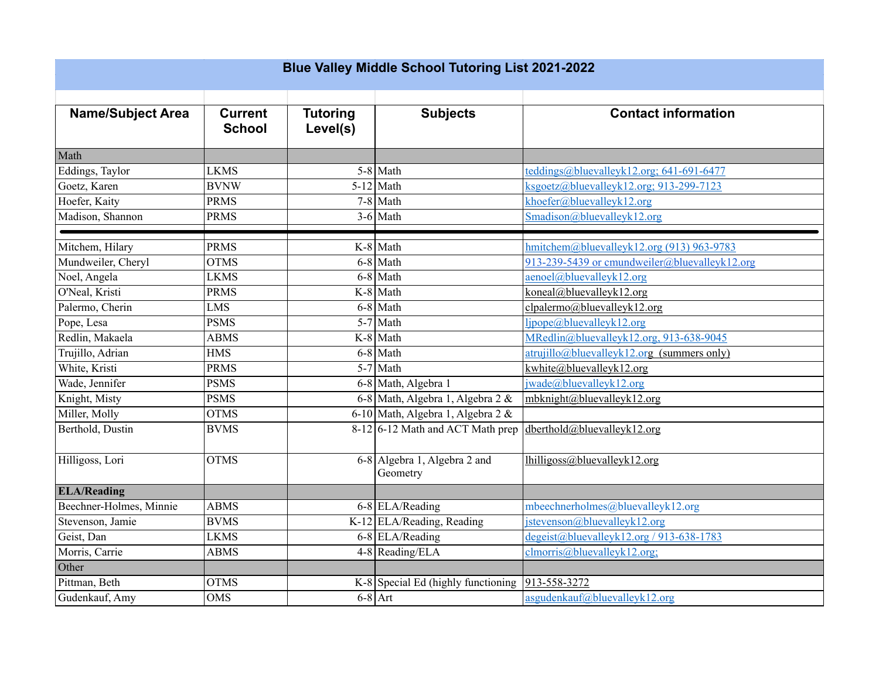# Blue Valley Middle School Tutoring List 2021-2022

| Name/Subject Area | Current School | Tutoring Level(s) | Subjects | Contact information |
|---|---|---|---|---|
| Math | | | | |
| Eddings, Taylor | LKMS | 5-8 | Math | teddings@bluevalleyk12.org; 641-691-6477 |
| Goetz, Karen | BVNW | 5-12 | Math | ksgoetz@bluevalleyk12.org; 913-299-7123 |
| Hoefer, Kaity | PRMS | 7-8 | Math | khoefer@bluevalleyk12.org |
| Madison, Shannon | PRMS | 3-6 | Math | Smadison@bluevalleyk12.org |
| Mitchem, Hilary | PRMS | K-8 | Math | hmitchem@bluevalleyk12.org (913) 963-9783 |
| Mundweiler, Cheryl | OTMS | 6-8 | Math | 913-239-5439 or cmundweiler@bluevalleyk12.org |
| Noel, Angela | LKMS | 6-8 | Math | aenoel@bluevalleyk12.org |
| O'Neal, Kristi | PRMS | K-8 | Math | koneal@bluevalleyk12.org |
| Palermo, Cherin | LMS | 6-8 | Math | clpalermo@bluevalleyk12.org |
| Pope, Lesa | PSMS | 5-7 | Math | ljpope@bluevalleyk12.org |
| Redlin, Makaela | ABMS | K-8 | Math | MRedlin@bluevalleyk12.org, 913-638-9045 |
| Trujillo, Adrian | HMS | 6-8 | Math | atrujillo@bluevalleyk12.org (summers only) |
| White, Kristi | PRMS | 5-7 | Math | kwhite@bluevalleyk12.org |
| Wade, Jennifer | PSMS | 6-8 | Math, Algebra 1 | jwade@bluevalleyk12.org |
| Knight, Misty | PSMS | 6-8 | Math, Algebra 1, Algebra 2 & | mbknight@bluevalleyk12.org |
| Miller, Molly | OTMS | 6-10 | Math, Algebra 1, Algebra 2 & | |
| Berthold, Dustin | BVMS | 8-12 | 6-12 Math and ACT Math prep | dberthold@bluevalleyk12.org |
| Hilligoss, Lori | OTMS | 6-8 | Algebra 1, Algebra 2 and Geometry | lhilligoss@bluevalleyk12.org |
| **ELA/Reading** | | | | |
| Beechner-Holmes, Minnie | ABMS | 6-8 | ELA/Reading | mbeechnerholmes@bluevalleyk12.org |
| Stevenson, Jamie | BVMS | K-12 | ELA/Reading, Reading | jstevenson@bluevalleyk12.org |
| Geist, Dan | LKMS | 6-8 | ELA/Reading | degeist@bluevalleyk12.org / 913-638-1783 |
| Morris, Carrie | ABMS | 4-8 | Reading/ELA | clmorris@bluevalleyk12.org; |
| Other | | | | |
| Pittman, Beth | OTMS | K-8 | Special Ed (highly functioning | 913-558-3272 |
| Gudenkauf, Amy | OMS | 6-8 | Art | asgudenkauf@bluevalleyk12.org |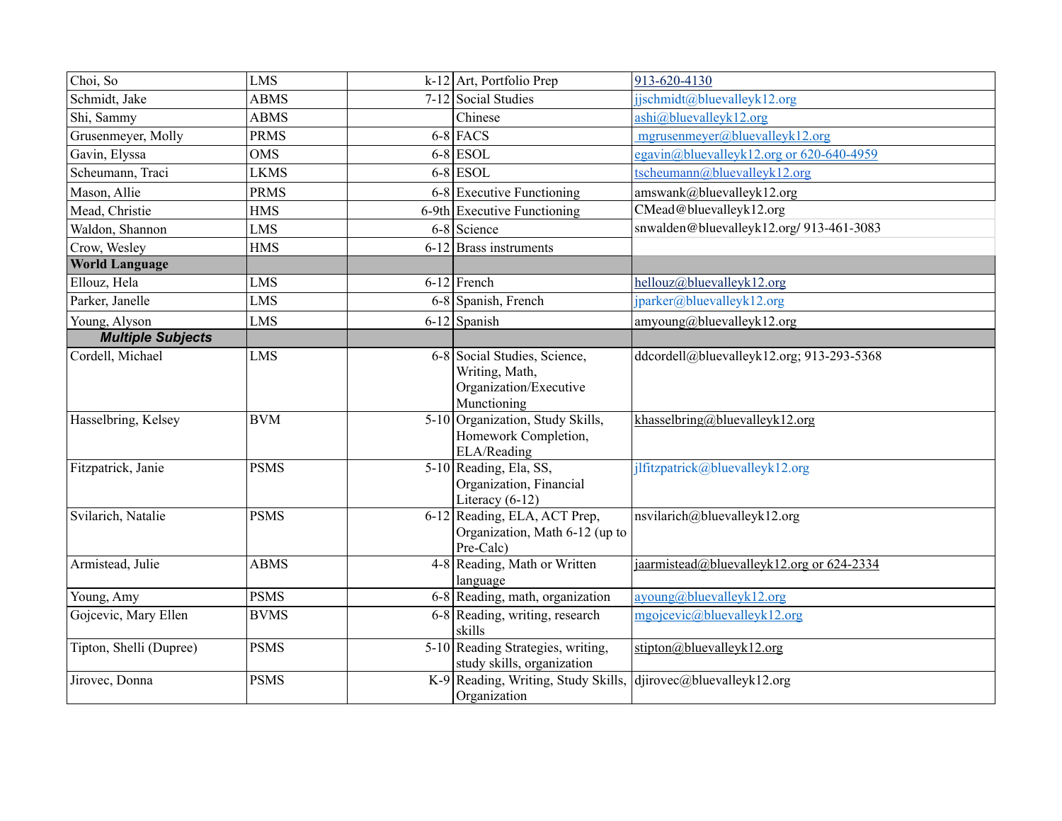| Choi, So | LMS | k-12 | Art, Portfolio Prep | 913-620-4130 |
|---|---|---|---|---|
| Schmidt, Jake | ABMS | 7-12 | Social Studies | jjschmidt@bluevalleyk12.org |
| Shi, Sammy | ABMS | | Chinese | ashi@bluevalleyk12.org |
| Grusenmeyer, Molly | PRMS | 6-8 | FACS | mgrusenmeyer@bluevalleyk12.org |
| Gavin, Elyssa | OMS | 6-8 | ESOL | egavin@bluevalleyk12.org or 620-640-4959 |
| Scheumann, Traci | LKMS | 6-8 | ESOL | tscheumann@bluevalleyk12.org |
| Mason, Allie | PRMS | 6-8 | Executive Functioning | amswank@bluevalleyk12.org |
| Mead, Christie | HMS | 6-9th | Executive Functioning | CMead@bluevalleyk12.org |
| Waldon, Shannon | LMS | 6-8 | Science | snwalden@bluevalleyk12.org/ 913-461-3083 |
| Crow, Wesley | HMS | 6-12 | Brass instruments | |
| **World Language** | | | | |
| Ellouz, Hela | LMS | 6-12 | French | hellouz@bluevalleyk12.org |
| Parker, Janelle | LMS | 6-8 | Spanish, French | jparker@bluevalleyk12.org |
| Young, Alyson | LMS | 6-12 | Spanish | amyoung@bluevalleyk12.org |
| ***Multiple Subjects*** | | | | |
| Cordell, Michael | LMS | 6-8 | Social Studies, Science, Writing, Math, Organization/Executive Munctioning | ddcordell@bluevalleyk12.org; 913-293-5368 |
| Hasselbring, Kelsey | BVM | 5-10 | Organization, Study Skills, Homework Completion, ELA/Reading | khasselbring@bluevalleyk12.org |
| Fitzpatrick, Janie | PSMS | 5-10 | Reading, Ela, SS, Organization, Financial Literacy (6-12) | jlfitzpatrick@bluevalleyk12.org |
| Svilarich, Natalie | PSMS | 6-12 | Reading, ELA, ACT Prep, Organization, Math 6-12 (up to Pre-Calc) | nsvilarich@bluevalleyk12.org |
| Armistead, Julie | ABMS | 4-8 | Reading, Math or Written language | jaarmistead@bluevalleyk12.org or 624-2334 |
| Young, Amy | PSMS | 6-8 | Reading, math, organization | ayoung@bluevalleyk12.org |
| Gojcevic, Mary Ellen | BVMS | 6-8 | Reading, writing, research skills | mgojcevic@bluevalleyk12.org |
| Tipton, Shelli (Dupree) | PSMS | 5-10 | Reading Strategies, writing, study skills, organization | stipton@bluevalleyk12.org |
| Jirovec, Donna | PSMS | K-9 | Reading, Writing, Study Skills, Organization | djirovec@bluevalleyk12.org |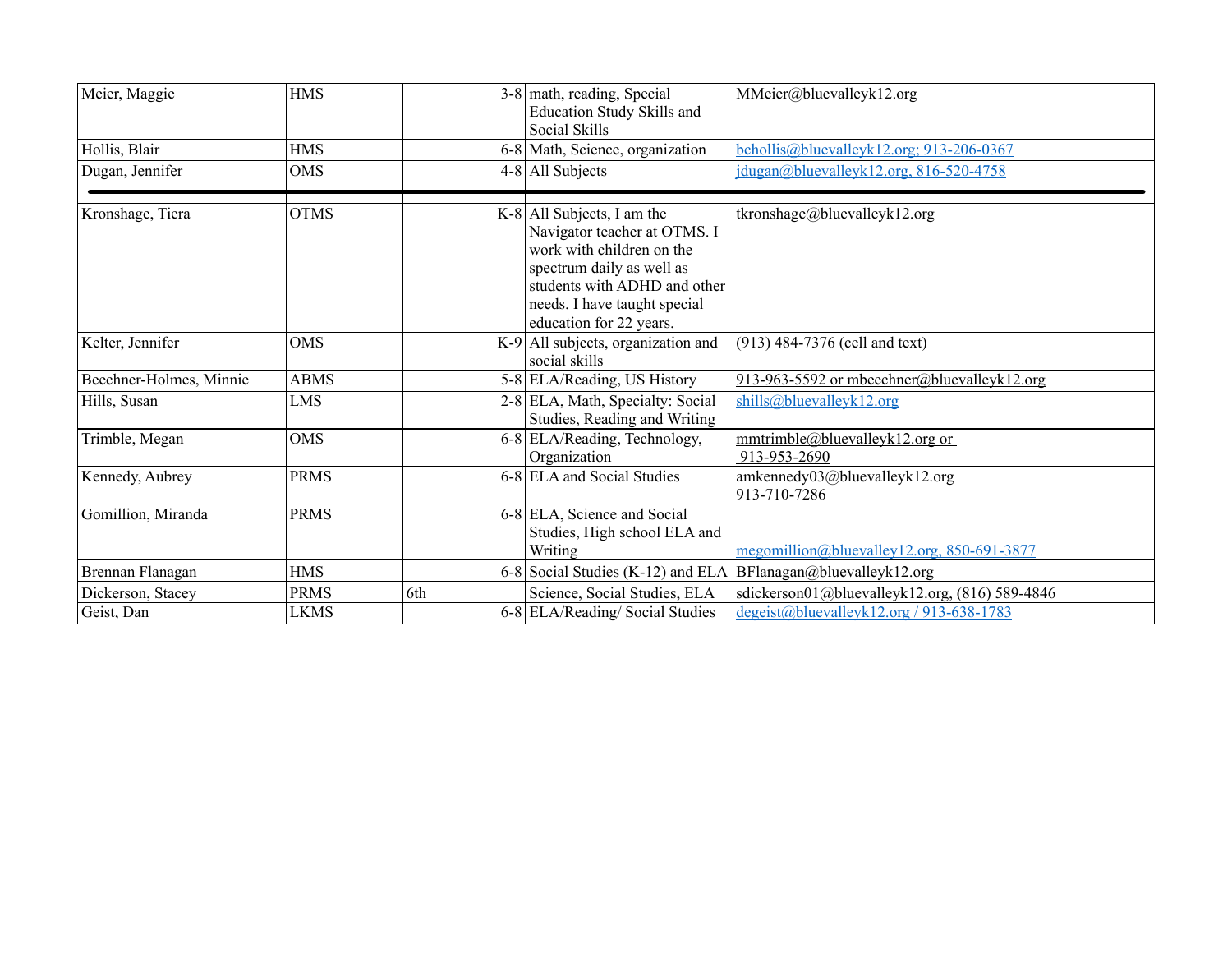| | | | | |
|---|---|---|---|---|
| Meier, Maggie | HMS | 3-8 | math, reading, Special Education Study Skills and Social Skills | MMeier@bluevalleyk12.org |
| Hollis, Blair | HMS | 6-8 | Math, Science, organization | bchollis@bluevalleyk12.org; 913-206-0367 |
| Dugan, Jennifer | OMS | 4-8 | All Subjects | jdugan@bluevalleyk12.org, 816-520-4758 |
| | | | | |
| Kronshage, Tiera | OTMS | K-8 | All Subjects, I am the Navigator teacher at OTMS. I work with children on the spectrum daily as well as students with ADHD and other needs. I have taught special education for 22 years. | tkronshage@bluevalleyk12.org |
| Kelter, Jennifer | OMS | K-9 | All subjects, organization and social skills | (913) 484-7376 (cell and text) |
| Beechner-Holmes, Minnie | ABMS | 5-8 | ELA/Reading, US History | 913-963-5592 or mbeechner@bluevalleyk12.org |
| Hills, Susan | LMS | 2-8 | ELA, Math, Specialty: Social Studies, Reading and Writing | shills@bluevalleyk12.org |
| Trimble, Megan | OMS | 6-8 | ELA/Reading, Technology, Organization | mmtrimble@bluevalleyk12.org or 913-953-2690 |
| Kennedy, Aubrey | PRMS | 6-8 | ELA and Social Studies | amkennedy03@bluevalleyk12.org 913-710-7286 |
| Gomillion, Miranda | PRMS | 6-8 | ELA, Science and Social Studies, High school ELA and Writing | megomillion@bluevalley12.org, 850-691-3877 |
| Brennan Flanagan | HMS | 6-8 | Social Studies (K-12) and ELA | BFlanagan@bluevalleyk12.org |
| Dickerson, Stacey | PRMS | 6th | Science, Social Studies, ELA | sdickerson01@bluevalleyk12.org, (816) 589-4846 |
| Geist, Dan | LKMS | 6-8 | ELA/Reading/ Social Studies | degeist@bluevalleyk12.org / 913-638-1783 |